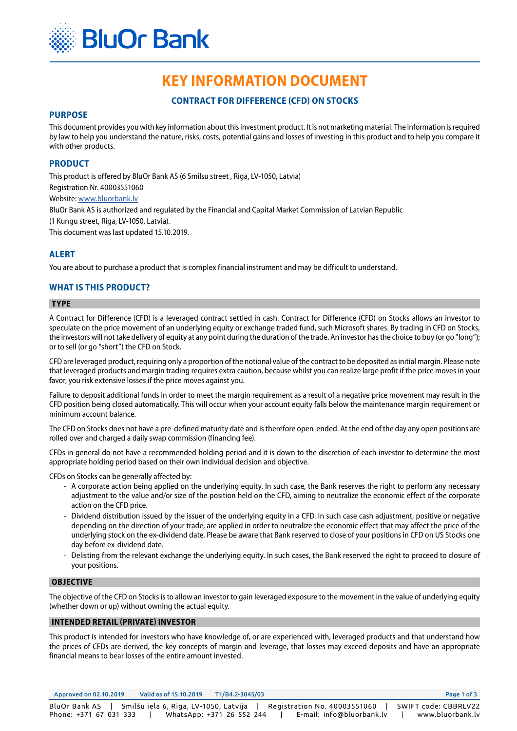# KEY INFORMATION DOCUMENT

## CONTRACT FOR DIFFERENCE (CFD) ON STOCKS

## PURPOSE

This document provides you with key information about this investment product. It is not marketing material. The information is required by law to help you understand the nature, risks, costs, potential gains and losses of investing in this product and to help you compare it with other products.

## PRODUCT

This product is offered by BluOr Bank AS (6 Smilsu street , Riga, LV-1050, Latvia)
Registration Nr. 40003551060
Website: www.bluorbank.lv
BluOr Bank AS is authorized and regulated by the Financial and Capital Market Commission of Latvian Republic
(1 Kungu street, Riga, LV-1050, Latvia).
This document was last updated 15.10.2019.

## ALERT

You are about to purchase a product that is complex financial instrument and may be difficult to understand.

## WHAT IS THIS PRODUCT?

### TYPE

A Contract for Difference (CFD) is a leveraged contract settled in cash. Contract for Difference (CFD) on Stocks allows an investor to speculate on the price movement of an underlying equity or exchange traded fund, such Microsoft shares. By trading in CFD on Stocks, the investors will not take delivery of equity at any point during the duration of the trade. An investor has the choice to buy (or go "long"); or to sell (or go "short") the CFD on Stock.

CFD are leveraged product, requiring only a proportion of the notional value of the contract to be deposited as initial margin. Please note that leveraged products and margin trading requires extra caution, because whilst you can realize large profit if the price moves in your favor, you risk extensive losses if the price moves against you.

Failure to deposit additional funds in order to meet the margin requirement as a result of a negative price movement may result in the CFD position being closed automatically. This will occur when your account equity falls below the maintenance margin requirement or minimum account balance.

The CFD on Stocks does not have a pre-defined maturity date and is therefore open-ended. At the end of the day any open positions are rolled over and charged a daily swap commission (financing fee).

CFDs in general do not have a recommended holding period and it is down to the discretion of each investor to determine the most appropriate holding period based on their own individual decision and objective.

CFDs on Stocks can be generally affected by:

- A corporate action being applied on the underlying equity. In such case, the Bank reserves the right to perform any necessary adjustment to the value and/or size of the position held on the CFD, aiming to neutralize the economic effect of the corporate action on the CFD price.
- Dividend distribution issued by the issuer of the underlying equity in a CFD. In such case cash adjustment, positive or negative depending on the direction of your trade, are applied in order to neutralize the economic effect that may affect the price of the underlying stock on the ex-dividend date. Please be aware that Bank reserved to close of your positions in CFD on US Stocks one day before ex-dividend date.
- Delisting from the relevant exchange the underlying equity. In such cases, the Bank reserved the right to proceed to closure of your positions.

### OBJECTIVE

The objective of the CFD on Stocks is to allow an investor to gain leveraged exposure to the movement in the value of underlying equity (whether down or up) without owning the actual equity.

### INTENDED RETAIL (PRIVATE) INVESTOR

This product is intended for investors who have knowledge of, or are experienced with, leveraged products and that understand how the prices of CFDs are derived, the key concepts of margin and leverage, that losses may exceed deposits and have an appropriate financial means to bear losses of the entire amount invested.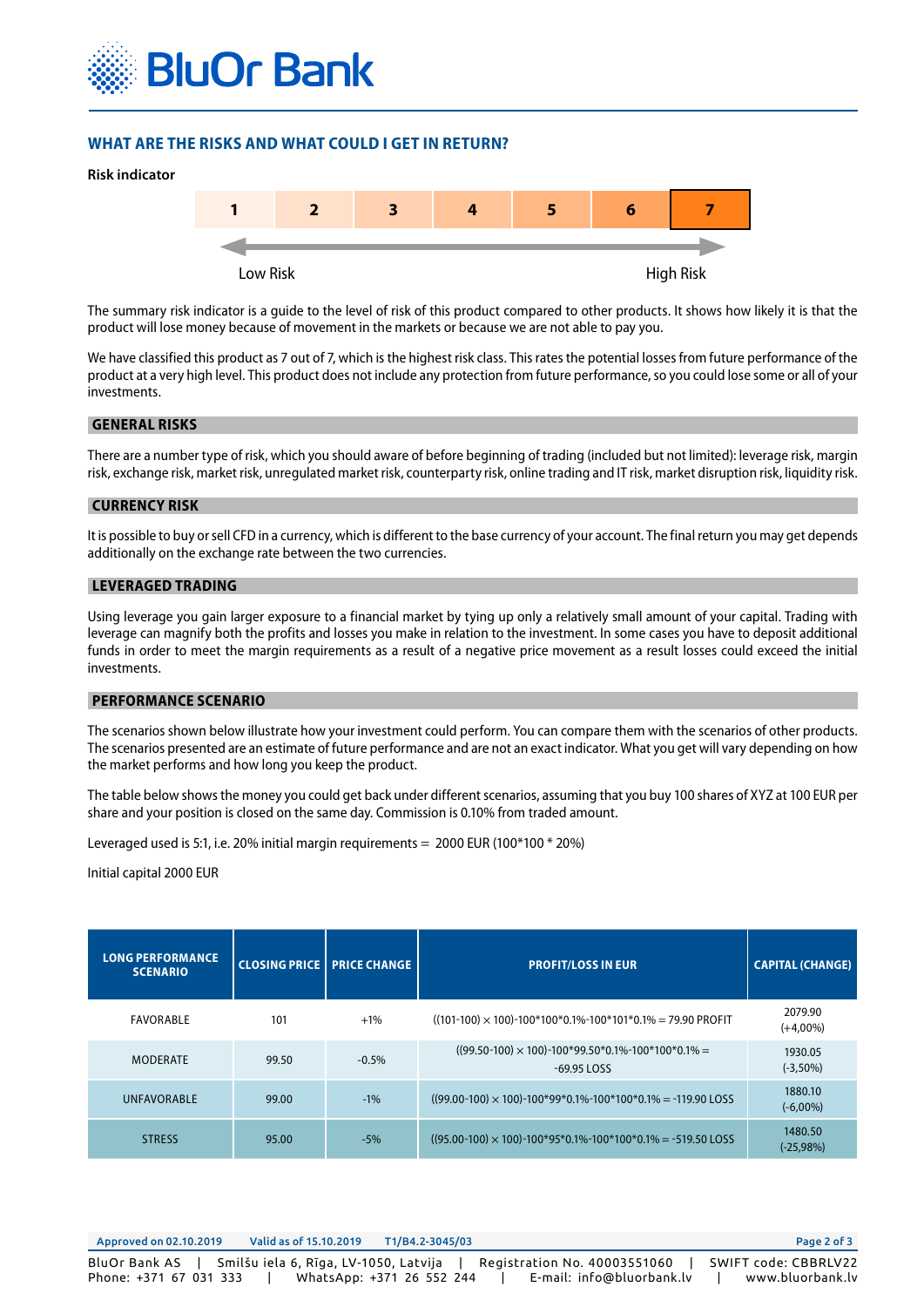## WHAT ARE THE RISKS AND WHAT COULD I GET IN RETURN?

**Risk indicator**

| 1 | 2 | 3 | 4 | 5 | 6 | **7** |
|---|---|---|---|---|---|---|

Low Risk ←→ High Risk

The summary risk indicator is a guide to the level of risk of this product compared to other products. It shows how likely it is that the product will lose money because of movement in the markets or because we are not able to pay you.

We have classified this product as 7 out of 7, which is the highest risk class. This rates the potential losses from future performance of the product at a very high level. This product does not include any protection from future performance, so you could lose some or all of your investments.

### GENERAL RISKS

There are a number type of risk, which you should aware of before beginning of trading (included but not limited): leverage risk, margin risk, exchange risk, market risk, unregulated market risk, counterparty risk, online trading and IT risk, market disruption risk, liquidity risk.

### CURRENCY RISK

It is possible to buy or sell CFD in a currency, which is different to the base currency of your account. The final return you may get depends additionally on the exchange rate between the two currencies.

### LEVERAGED TRADING

Using leverage you gain larger exposure to a financial market by tying up only a relatively small amount of your capital. Trading with leverage can magnify both the profits and losses you make in relation to the investment. In some cases you have to deposit additional funds in order to meet the margin requirements as a result of a negative price movement as a result losses could exceed the initial investments.

### PERFORMANCE SCENARIO

The scenarios shown below illustrate how your investment could perform. You can compare them with the scenarios of other products. The scenarios presented are an estimate of future performance and are not an exact indicator. What you get will vary depending on how the market performs and how long you keep the product.

The table below shows the money you could get back under different scenarios, assuming that you buy 100 shares of XYZ at 100 EUR per share and your position is closed on the same day. Commission is 0.10% from traded amount.

Leveraged used is 5:1, i.e. 20% initial margin requirements = 2000 EUR (100*100 * 20%)

Initial capital 2000 EUR

| LONG PERFORMANCE SCENARIO | CLOSING PRICE | PRICE CHANGE | PROFIT/LOSS IN EUR | CAPITAL (CHANGE) |
|---|---|---|---|---|
| FAVORABLE | 101 | +1% | ((101-100) × 100)-100*100*0.1%-100*101*0.1% = 79.90 PROFIT | 2079.90 (+4,00%) |
| MODERATE | 99.50 | -0.5% | ((99.50-100) × 100)-100*99.50*0.1%-100*100*0.1% = -69.95 LOSS | 1930.05 (-3,50%) |
| UNFAVORABLE | 99.00 | -1% | ((99.00-100) × 100)-100*99*0.1%-100*100*0.1% = -119.90 LOSS | 1880.10 (-6,00%) |
| STRESS | 95.00 | -5% | ((95.00-100) × 100)-100*95*0.1%-100*100*0.1% = -519.50 LOSS | 1480.50 (-25,98%) |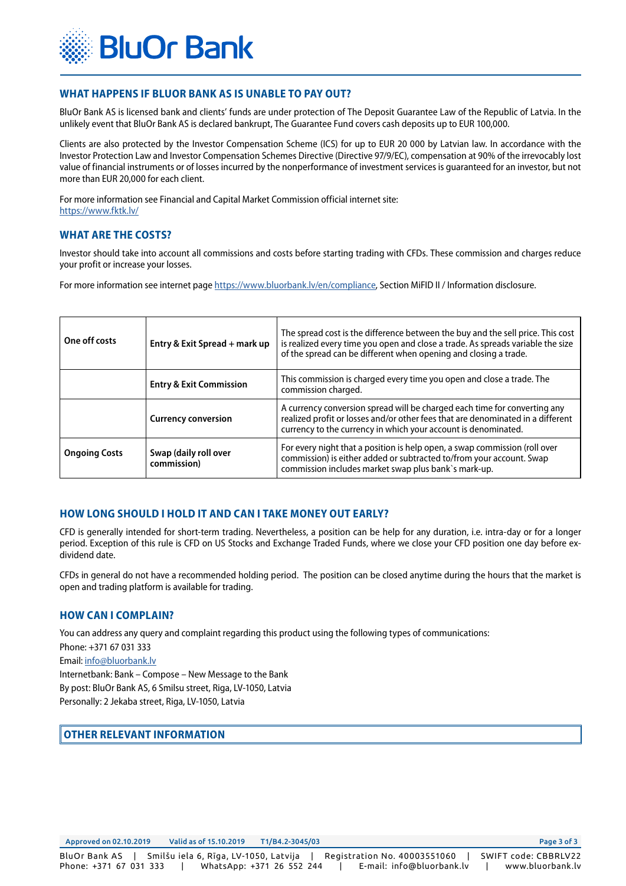## WHAT HAPPENS IF BLUOR BANK AS IS UNABLE TO PAY OUT?

BluOr Bank AS is licensed bank and clients' funds are under protection of The Deposit Guarantee Law of the Republic of Latvia. In the unlikely event that BluOr Bank AS is declared bankrupt, The Guarantee Fund covers cash deposits up to EUR 100,000.

Clients are also protected by the Investor Compensation Scheme (ICS) for up to EUR 20 000 by Latvian law. In accordance with the Investor Protection Law and Investor Compensation Schemes Directive (Directive 97/9/EC), compensation at 90% of the irrevocably lost value of financial instruments or of losses incurred by the nonperformance of investment services is guaranteed for an investor, but not more than EUR 20,000 for each client.

For more information see Financial and Capital Market Commission official internet site:
https://www.fktk.lv/

## WHAT ARE THE COSTS?

Investor should take into account all commissions and costs before starting trading with CFDs. These commission and charges reduce your profit or increase your losses.

For more information see internet page https://www.bluorbank.lv/en/compliance, Section MiFID II / Information disclosure.

| | | |
|---|---|---|
| **One off costs** | **Entry & Exit Spread + mark up** | The spread cost is the difference between the buy and the sell price. This cost is realized every time you open and close a trade. As spreads variable the size of the spread can be different when opening and closing a trade. |
| | **Entry & Exit Commission** | This commission is charged every time you open and close a trade. The commission charged. |
| | **Currency conversion** | A currency conversion spread will be charged each time for converting any realized profit or losses and/or other fees that are denominated in a different currency to the currency in which your account is denominated. |
| **Ongoing Costs** | **Swap (daily roll over commission)** | For every night that a position is help open, a swap commission (roll over commission) is either added or subtracted to/from your account. Swap commission includes market swap plus bank`s mark-up. |

## HOW LONG SHOULD I HOLD IT AND CAN I TAKE MONEY OUT EARLY?

CFD is generally intended for short-term trading. Nevertheless, a position can be help for any duration, i.e. intra-day or for a longer period. Exception of this rule is CFD on US Stocks and Exchange Traded Funds, where we close your CFD position one day before ex-dividend date.

CFDs in general do not have a recommended holding period. The position can be closed anytime during the hours that the market is open and trading platform is available for trading.

## HOW CAN I COMPLAIN?

You can address any query and complaint regarding this product using the following types of communications:

Phone: +371 67 031 333
Email: info@bluorbank.lv
Internetbank: Bank – Compose – New Message to the Bank
By post: BluOr Bank AS, 6 Smilsu street, Riga, LV-1050, Latvia
Personally: 2 Jekaba street, Riga, LV-1050, Latvia

## OTHER RELEVANT INFORMATION

Approved on 02.10.2019 Valid as of 15.10.2019 T1/B4.2-3045/03